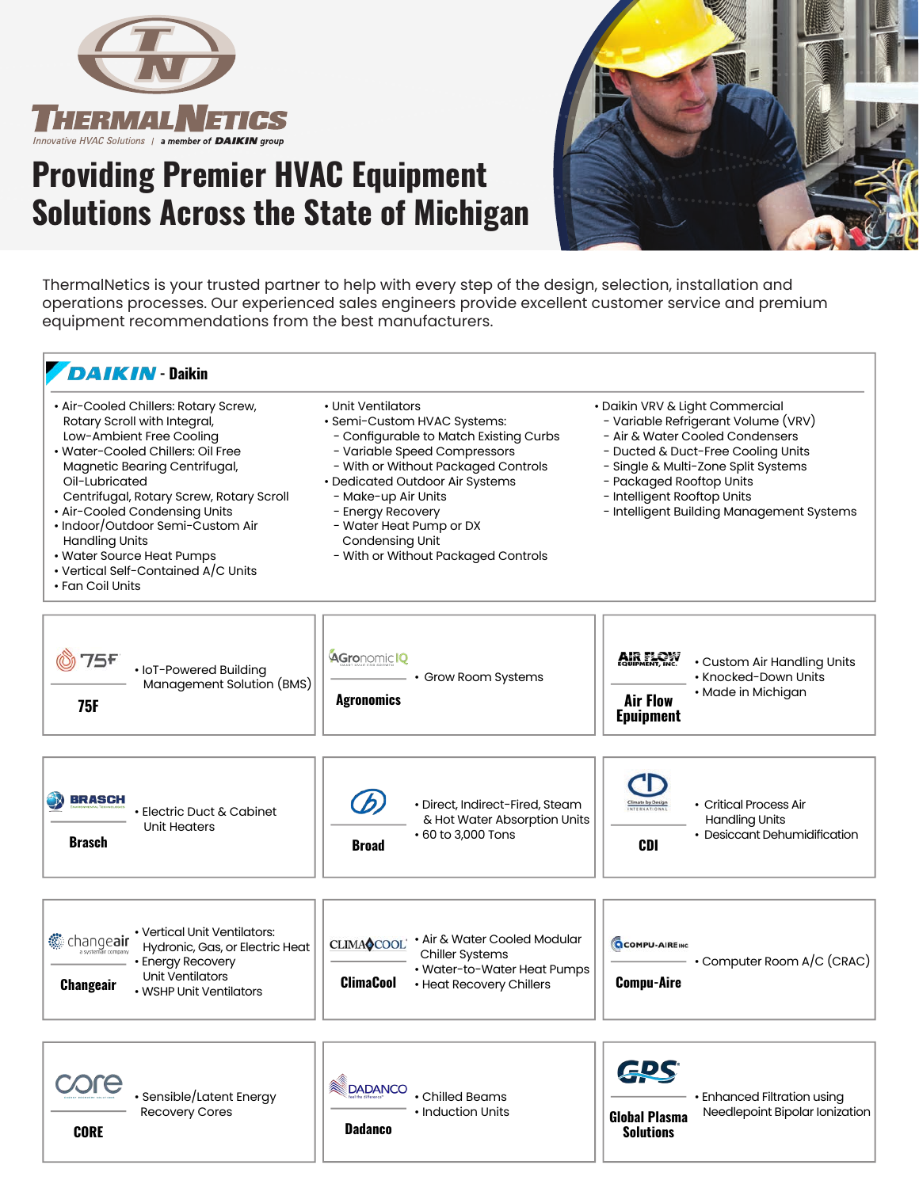# ThermalNetics

Innovative HVAC Solutions | a member of DAIKIN group

# Providing Premier HVAC Equipment Solutions Across the State of Michigan

ThermalNetics is your trusted partner to help with every step of the design, selection, installation and operations processes. Our experienced sales engineers provide excellent customer service and premium equipment recommendations from the best manufacturers.

## DAIKIN - Daikin

- Air-Cooled Chillers: Rotary Screw, Rotary Scroll with Integral, Low-Ambient Free Cooling
- Water-Cooled Chillers: Oil Free Magnetic Bearing Centrifugal, Oil-Lubricated Centrifugal, Rotary Screw, Rotary Scroll
- Air-Cooled Condensing Units
- Indoor/Outdoor Semi-Custom Air Handling Units
- Water Source Heat Pumps
- Vertical Self-Contained A/C Units
- Fan Coil Units
- Unit Ventilators
- Semi-Custom HVAC Systems:
  - Configurable to Match Existing Curbs
  - Variable Speed Compressors
  - With or Without Packaged Controls
- Dedicated Outdoor Air Systems
  - Make-up Air Units
  - Energy Recovery
  - Water Heat Pump or DX Condensing Unit
  - With or Without Packaged Controls
- Daikin VRV & Light Commercial
  - Variable Refrigerant Volume (VRV)
  - Air & Water Cooled Condensers
  - Ducted & Duct-Free Cooling Units
  - Single & Multi-Zone Split Systems
  - Packaged Rooftop Units
  - Intelligent Rooftop Units
  - Intelligent Building Management Systems

### 75F
- IoT-Powered Building Management Solution (BMS)

### Agronomics
- Grow Room Systems

### Air Flow Equipment
- Custom Air Handling Units
- Knocked-Down Units
- Made in Michigan

### Brasch
- Electric Duct & Cabinet Unit Heaters

### Broad
- Direct, Indirect-Fired, Steam & Hot Water Absorption Units
- 60 to 3,000 Tons

### CDI
- Critical Process Air Handling Units
- Desiccant Dehumidification

### Changeair
- Vertical Unit Ventilators: Hydronic, Gas, or Electric Heat
- Energy Recovery Unit Ventilators
- WSHP Unit Ventilators

### ClimaCool
- Air & Water Cooled Modular Chiller Systems
- Water-to-Water Heat Pumps
- Heat Recovery Chillers

### Compu-Aire
- Computer Room A/C (CRAC)

### CORE
- Sensible/Latent Energy Recovery Cores

### Dadanco
- Chilled Beams
- Induction Units

### Global Plasma Solutions
- Enhanced Filtration using Needlepoint Bipolar Ionization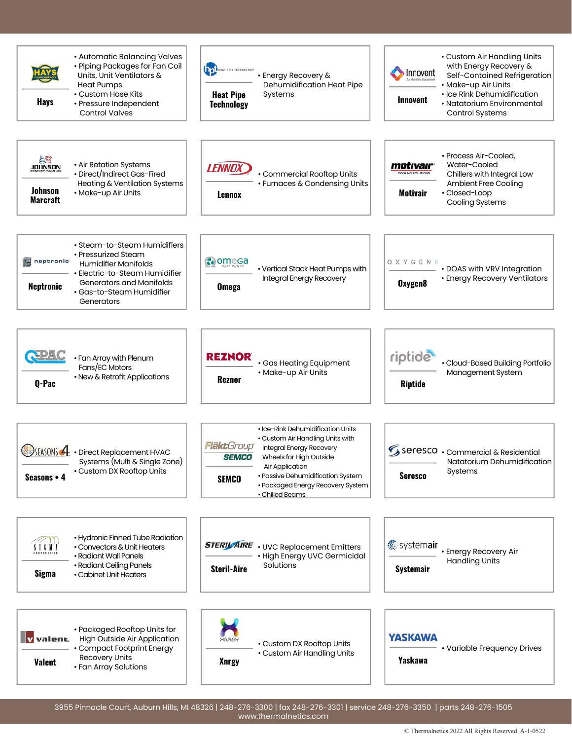### Hays

- Automatic Balancing Valves
- Piping Packages for Fan Coil Units, Unit Ventilators & Heat Pumps
- Custom Hose Kits
- Pressure Independent Control Valves

### Heat Pipe Technology

- Energy Recovery & Dehumidification Heat Pipe Systems

### Innovent

- Custom Air Handling Units with Energy Recovery & Self-Contained Refrigeration
- Make-up Air Units
- Ice Rink Dehumidification
- Natatorium Environmental Control Systems

### Johnson Marcraft

- Air Rotation Systems
- Direct/Indirect Gas-Fired Heating & Ventilation Systems
- Make-up Air Units

### Lennox

- Commercial Rooftop Units
- Furnaces & Condensing Units

### Motivair

- Process Air-Cooled, Water-Cooled Chillers with Integral Low Ambient Free Cooling
- Closed-Loop Cooling Systems

### Neptronic

- Steam-to-Steam Humidifiers
- Pressurized Steam Humidifier Manifolds
- Electric-to-Steam Humidifier Generators and Manifolds
- Gas-to-Steam Humidifier Generators

### Omega

- Vertical Stack Heat Pumps with Integral Energy Recovery

### Oxygen8

- DOAS with VRV Integration
- Energy Recovery Ventilators

### Q-Pac

- Fan Array with Plenum Fans/EC Motors
- New & Retrofit Applications

### Reznor

- Gas Heating Equipment
- Make-up Air Units

### Riptide

- Cloud-Based Building Portfolio Management System

### Seasons • 4

- Direct Replacement HVAC Systems (Multi & Single Zone)
- Custom DX Rooftop Units

### SEMCO

- Ice-Rink Dehumidification Units
- Custom Air Handling Units with Integral Energy Recovery Wheels for High Outside Air Application
- Passive Dehumidification System
- Packaged Energy Recovery System
- Chilled Beams

### Seresco

- Commercial & Residential Natatorium Dehumidification Systems

### Sigma

- Hydronic Finned Tube Radiation
- Convectors & Unit Heaters
- Radiant Wall Panels
- Radiant Ceiling Panels
- Cabinet Unit Heaters

### Steril-Aire

- UVC Replacement Emitters
- High Energy UVC Germicidal Solutions

### Systemair

- Energy Recovery Air Handling Units

### Valent

- Packaged Rooftop Units for High Outside Air Application
- Compact Footprint Energy Recovery Units
- Fan Array Solutions

### Xnrgy

- Custom DX Rooftop Units
- Custom Air Handling Units

### Yaskawa

- Variable Frequency Drives

3955 Pinnacle Court, Auburn Hills, MI 48326 | 248-276-3300 | fax 248-276-3301 | service 248-276-3350 | parts 248-276-1505
www.thermalnetics.com

© Thermalnetics 2022 All Rights Reserved A-1-0522